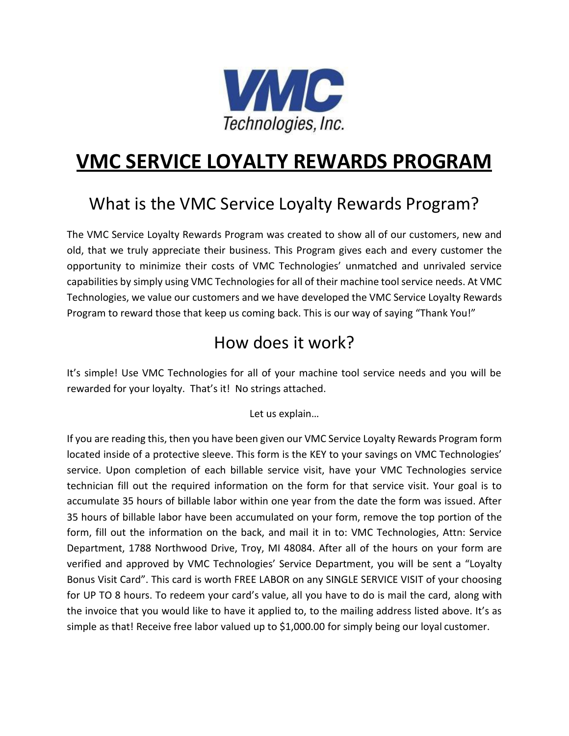VMC Technologies, Inc.

# VMC SERVICE LOYALTY REWARDS PROGRAM

## What is the VMC Service Loyalty Rewards Program?

The VMC Service Loyalty Rewards Program was created to show all of our customers, new and old, that we truly appreciate their business. This Program gives each and every customer the opportunity to minimize their costs of VMC Technologies' unmatched and unrivaled service capabilities by simply using VMC Technologies for all of their machine tool service needs. At VMC Technologies, we value our customers and we have developed the VMC Service Loyalty Rewards Program to reward those that keep us coming back. This is our way of saying "Thank You!"

## How does it work?

It's simple! Use VMC Technologies for all of your machine tool service needs and you will be rewarded for your loyalty. That's it! No strings attached.

Let us explain…

If you are reading this, then you have been given our VMC Service Loyalty Rewards Program form located inside of a protective sleeve. This form is the KEY to your savings on VMC Technologies' service. Upon completion of each billable service visit, have your VMC Technologies service technician fill out the required information on the form for that service visit. Your goal is to accumulate 35 hours of billable labor within one year from the date the form was issued. After 35 hours of billable labor have been accumulated on your form, remove the top portion of the form, fill out the information on the back, and mail it in to: VMC Technologies, Attn: Service Department, 1788 Northwood Drive, Troy, MI 48084. After all of the hours on your form are verified and approved by VMC Technologies' Service Department, you will be sent a "Loyalty Bonus Visit Card". This card is worth FREE LABOR on any SINGLE SERVICE VISIT of your choosing for UP TO 8 hours. To redeem your card's value, all you have to do is mail the card, along with the invoice that you would like to have it applied to, to the mailing address listed above. It's as simple as that! Receive free labor valued up to $1,000.00 for simply being our loyal customer.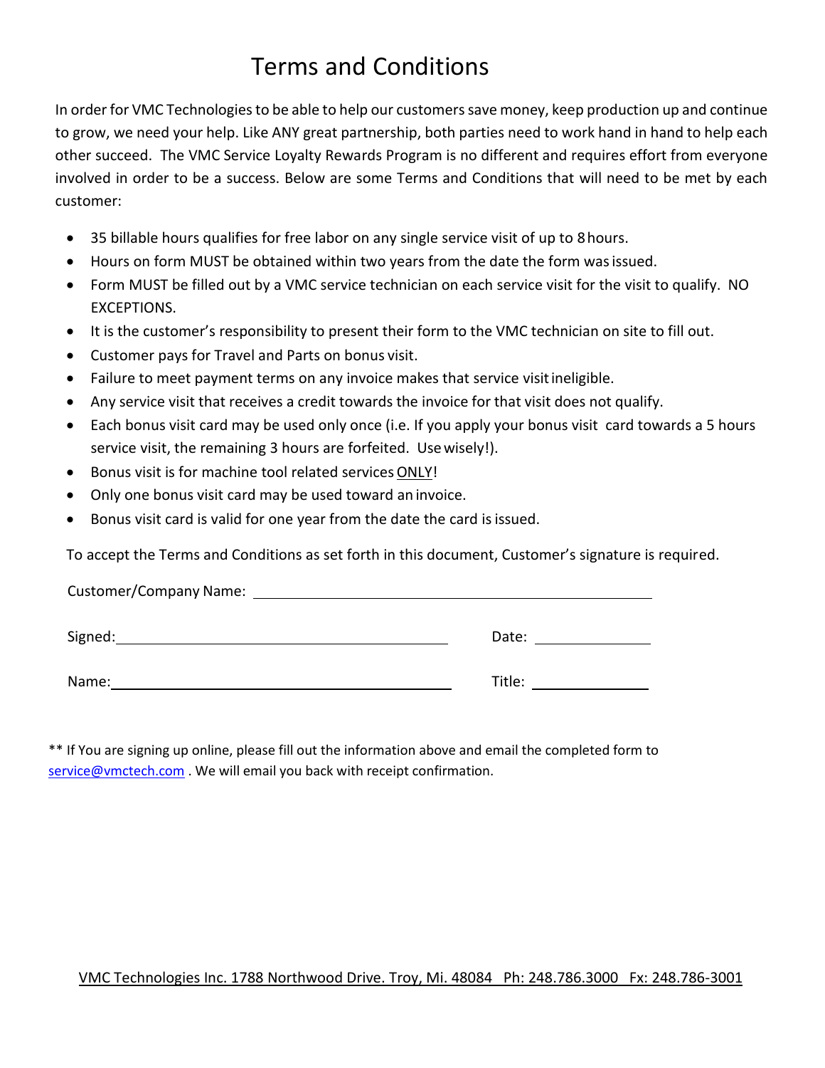# Terms and Conditions

In order for VMC Technologies to be able to help our customers save money, keep production up and continue to grow, we need your help. Like ANY great partnership, both parties need to work hand in hand to help each other succeed. The VMC Service Loyalty Rewards Program is no different and requires effort from everyone involved in order to be a success. Below are some Terms and Conditions that will need to be met by each customer:

- 35 billable hours qualifies for free labor on any single service visit of up to 8 hours.
- Hours on form MUST be obtained within two years from the date the form was issued.
- Form MUST be filled out by a VMC service technician on each service visit for the visit to qualify. NO EXCEPTIONS.
- It is the customer's responsibility to present their form to the VMC technician on site to fill out.
- Customer pays for Travel and Parts on bonus visit.
- Failure to meet payment terms on any invoice makes that service visit ineligible.
- Any service visit that receives a credit towards the invoice for that visit does not qualify.
- Each bonus visit card may be used only once (i.e. If you apply your bonus visit card towards a 5 hours service visit, the remaining 3 hours are forfeited. Use wisely!).
- Bonus visit is for machine tool related services ONLY!
- Only one bonus visit card may be used toward an invoice.
- Bonus visit card is valid for one year from the date the card is issued.

To accept the Terms and Conditions as set forth in this document, Customer's signature is required.

Customer/Company Name: ______________________________________________

Signed: ________________________________________ Date: ______________

Name: _________________________________________ Title: ______________

** If You are signing up online, please fill out the information above and email the completed form to service@vmctech.com . We will email you back with receipt confirmation.

VMC Technologies Inc. 1788 Northwood Drive. Troy, Mi. 48084 Ph: 248.786.3000 Fx: 248.786-3001